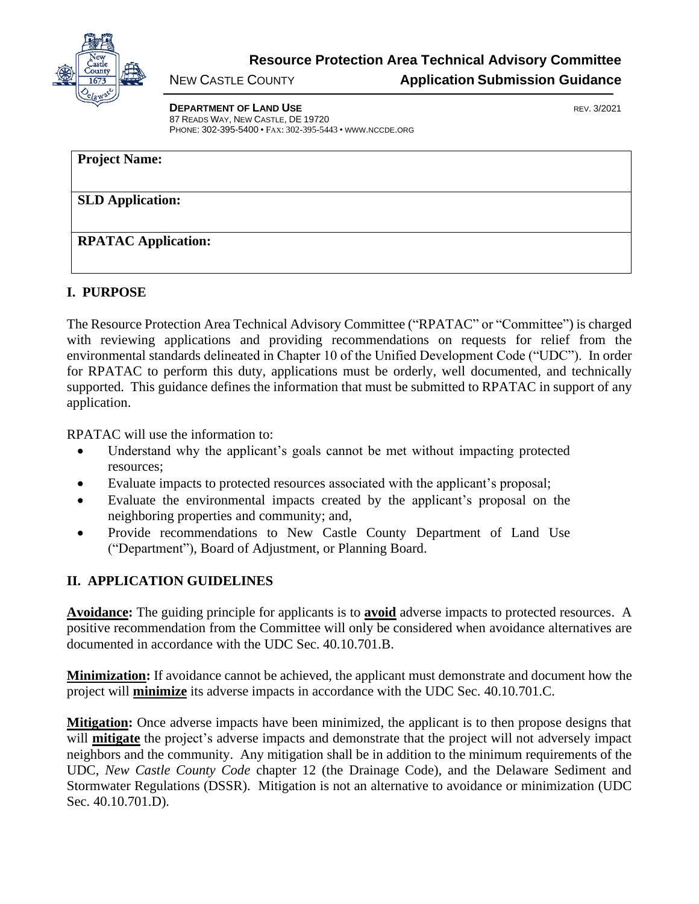# Resource Protection Area Technical Advisory Committee

NEW CASTLE COUNTY **Application Submission Guidance**

**DEPARTMENT OF LAND USE** REV. 3/2021
87 READS WAY, NEW CASTLE, DE 19720
PHONE: 302-395-5400 • FAX: 302-395-5443 • WWW.NCCDE.ORG

| **Project Name:** |
|---|
| **SLD Application:** |
| **RPATAC Application:** |

## I. PURPOSE

The Resource Protection Area Technical Advisory Committee ("RPATAC" or "Committee") is charged with reviewing applications and providing recommendations on requests for relief from the environmental standards delineated in Chapter 10 of the Unified Development Code ("UDC"). In order for RPATAC to perform this duty, applications must be orderly, well documented, and technically supported. This guidance defines the information that must be submitted to RPATAC in support of any application.

RPATAC will use the information to:

- Understand why the applicant's goals cannot be met without impacting protected resources;
- Evaluate impacts to protected resources associated with the applicant's proposal;
- Evaluate the environmental impacts created by the applicant's proposal on the neighboring properties and community; and,
- Provide recommendations to New Castle County Department of Land Use ("Department"), Board of Adjustment, or Planning Board.

## II. APPLICATION GUIDELINES

**Avoidance:** The guiding principle for applicants is to **avoid** adverse impacts to protected resources. A positive recommendation from the Committee will only be considered when avoidance alternatives are documented in accordance with the UDC Sec. 40.10.701.B.

**Minimization:** If avoidance cannot be achieved, the applicant must demonstrate and document how the project will **minimize** its adverse impacts in accordance with the UDC Sec. 40.10.701.C.

**Mitigation:** Once adverse impacts have been minimized, the applicant is to then propose designs that will **mitigate** the project's adverse impacts and demonstrate that the project will not adversely impact neighbors and the community. Any mitigation shall be in addition to the minimum requirements of the UDC, *New Castle County Code* chapter 12 (the Drainage Code), and the Delaware Sediment and Stormwater Regulations (DSSR). Mitigation is not an alternative to avoidance or minimization (UDC Sec. 40.10.701.D).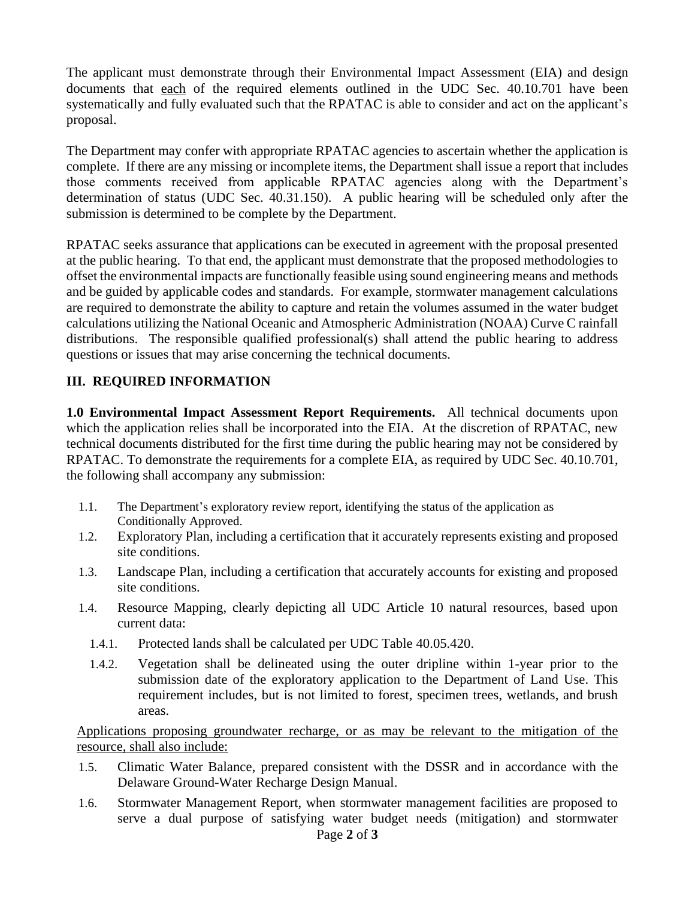The applicant must demonstrate through their Environmental Impact Assessment (EIA) and design documents that each of the required elements outlined in the UDC Sec. 40.10.701 have been systematically and fully evaluated such that the RPATAC is able to consider and act on the applicant's proposal.

The Department may confer with appropriate RPATAC agencies to ascertain whether the application is complete. If there are any missing or incomplete items, the Department shall issue a report that includes those comments received from applicable RPATAC agencies along with the Department's determination of status (UDC Sec. 40.31.150). A public hearing will be scheduled only after the submission is determined to be complete by the Department.

RPATAC seeks assurance that applications can be executed in agreement with the proposal presented at the public hearing. To that end, the applicant must demonstrate that the proposed methodologies to offset the environmental impacts are functionally feasible using sound engineering means and methods and be guided by applicable codes and standards. For example, stormwater management calculations are required to demonstrate the ability to capture and retain the volumes assumed in the water budget calculations utilizing the National Oceanic and Atmospheric Administration (NOAA) Curve C rainfall distributions. The responsible qualified professional(s) shall attend the public hearing to address questions or issues that may arise concerning the technical documents.

## III. REQUIRED INFORMATION

**1.0 Environmental Impact Assessment Report Requirements.** All technical documents upon which the application relies shall be incorporated into the EIA. At the discretion of RPATAC, new technical documents distributed for the first time during the public hearing may not be considered by RPATAC. To demonstrate the requirements for a complete EIA, as required by UDC Sec. 40.10.701, the following shall accompany any submission:

- 1.1. The Department's exploratory review report, identifying the status of the application as Conditionally Approved.
- 1.2. Exploratory Plan, including a certification that it accurately represents existing and proposed site conditions.
- 1.3. Landscape Plan, including a certification that accurately accounts for existing and proposed site conditions.
- 1.4. Resource Mapping, clearly depicting all UDC Article 10 natural resources, based upon current data:
  - 1.4.1. Protected lands shall be calculated per UDC Table 40.05.420.
  - 1.4.2. Vegetation shall be delineated using the outer dripline within 1-year prior to the submission date of the exploratory application to the Department of Land Use. This requirement includes, but is not limited to forest, specimen trees, wetlands, and brush areas.

Applications proposing groundwater recharge, or as may be relevant to the mitigation of the resource, shall also include:

- 1.5. Climatic Water Balance, prepared consistent with the DSSR and in accordance with the Delaware Ground-Water Recharge Design Manual.
- 1.6. Stormwater Management Report, when stormwater management facilities are proposed to serve a dual purpose of satisfying water budget needs (mitigation) and stormwater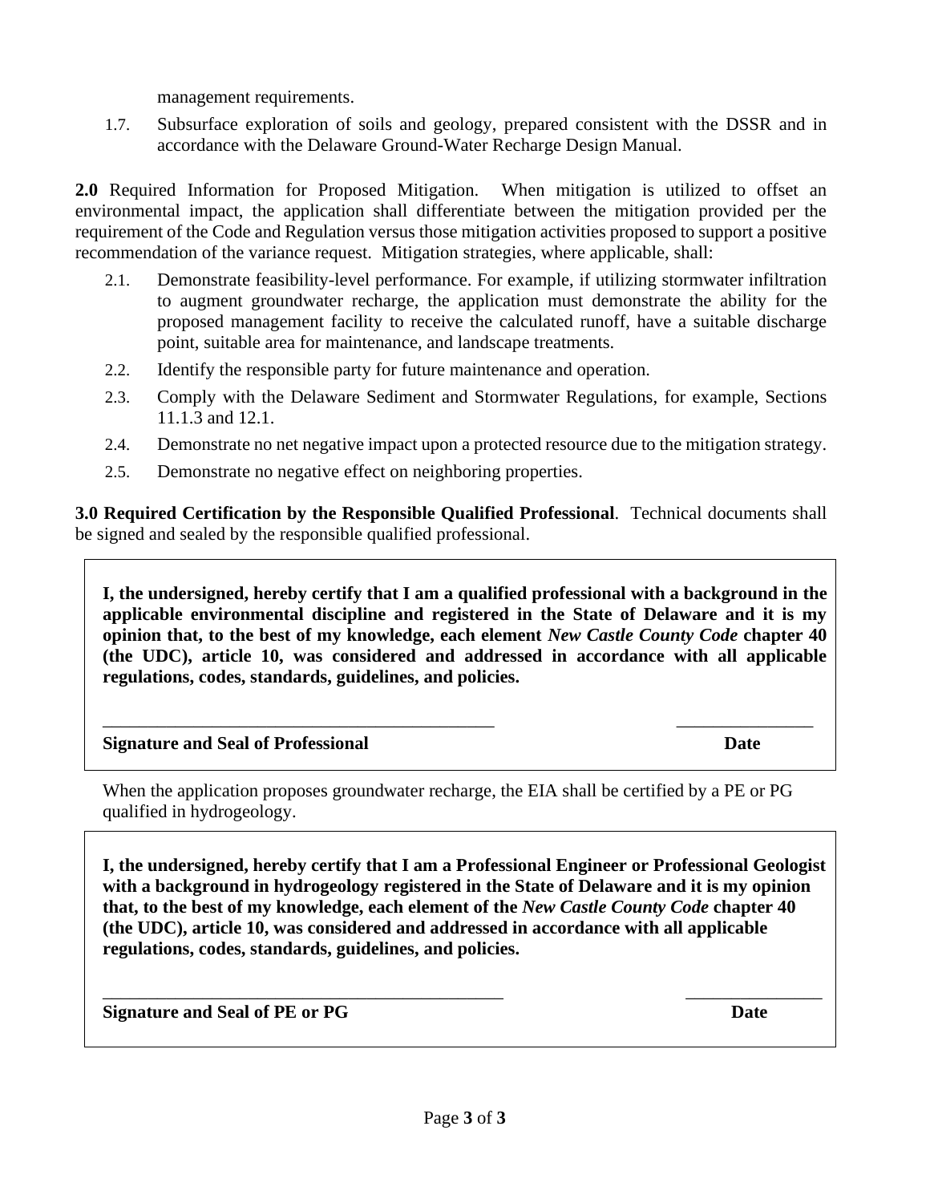management requirements.

1.7. Subsurface exploration of soils and geology, prepared consistent with the DSSR and in accordance with the Delaware Ground-Water Recharge Design Manual.

**2.0** Required Information for Proposed Mitigation. When mitigation is utilized to offset an environmental impact, the application shall differentiate between the mitigation provided per the requirement of the Code and Regulation versus those mitigation activities proposed to support a positive recommendation of the variance request. Mitigation strategies, where applicable, shall:

2.1. Demonstrate feasibility-level performance. For example, if utilizing stormwater infiltration to augment groundwater recharge, the application must demonstrate the ability for the proposed management facility to receive the calculated runoff, have a suitable discharge point, suitable area for maintenance, and landscape treatments.

2.2. Identify the responsible party for future maintenance and operation.

2.3. Comply with the Delaware Sediment and Stormwater Regulations, for example, Sections 11.1.3 and 12.1.

2.4. Demonstrate no net negative impact upon a protected resource due to the mitigation strategy.

2.5. Demonstrate no negative effect on neighboring properties.

**3.0 Required Certification by the Responsible Qualified Professional**. Technical documents shall be signed and sealed by the responsible qualified professional.

**I, the undersigned, hereby certify that I am a qualified professional with a background in the applicable environmental discipline and registered in the State of Delaware and it is my opinion that, to the best of my knowledge, each element *New Castle County Code* chapter 40 (the UDC), article 10, was considered and addressed in accordance with all applicable regulations, codes, standards, guidelines, and policies.**

_____________________________________________ _______________

**Signature and Seal of Professional** **Date**

When the application proposes groundwater recharge, the EIA shall be certified by a PE or PG qualified in hydrogeology.

**I, the undersigned, hereby certify that I am a Professional Engineer or Professional Geologist with a background in hydrogeology registered in the State of Delaware and it is my opinion that, to the best of my knowledge, each element of the *New Castle County Code* chapter 40 (the UDC), article 10, was considered and addressed in accordance with all applicable regulations, codes, standards, guidelines, and policies.**

_____________________________________________ _______________

**Signature and Seal of PE or PG** **Date**